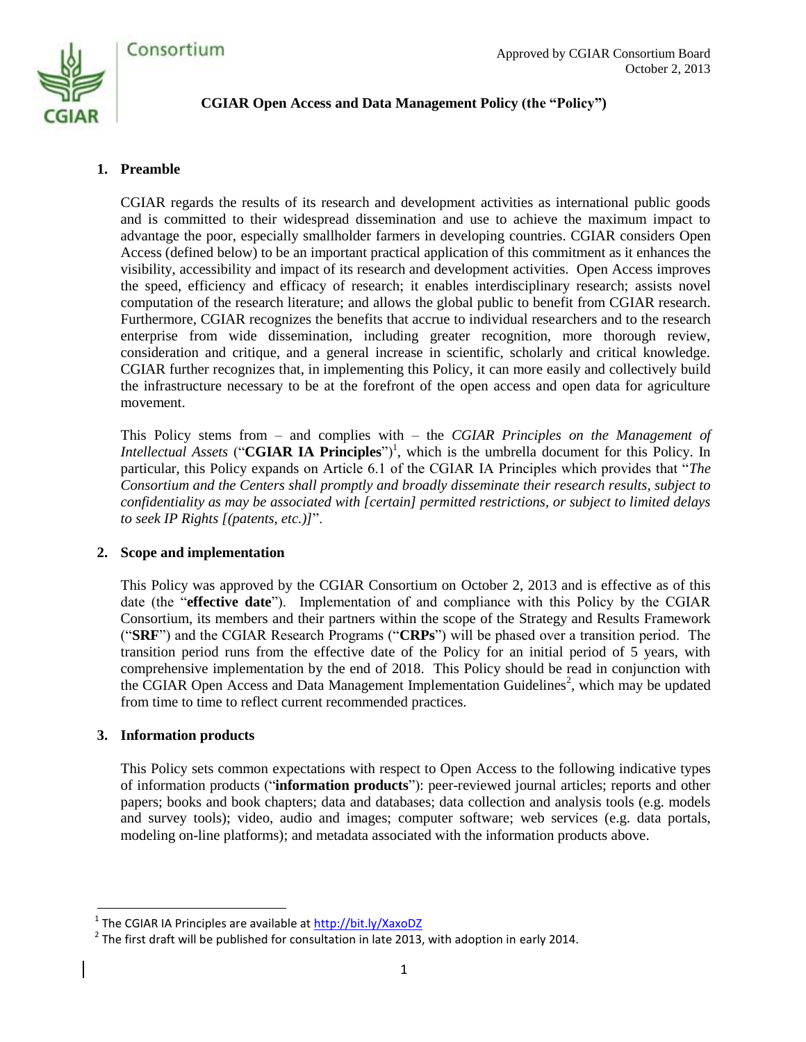Approved by CGIAR Consortium Board
October 2, 2013

# CGIAR Open Access and Data Management Policy (the "Policy")

## 1. Preamble

CGIAR regards the results of its research and development activities as international public goods and is committed to their widespread dissemination and use to achieve the maximum impact to advantage the poor, especially smallholder farmers in developing countries. CGIAR considers Open Access (defined below) to be an important practical application of this commitment as it enhances the visibility, accessibility and impact of its research and development activities. Open Access improves the speed, efficiency and efficacy of research; it enables interdisciplinary research; assists novel computation of the research literature; and allows the global public to benefit from CGIAR research. Furthermore, CGIAR recognizes the benefits that accrue to individual researchers and to the research enterprise from wide dissemination, including greater recognition, more thorough review, consideration and critique, and a general increase in scientific, scholarly and critical knowledge. CGIAR further recognizes that, in implementing this Policy, it can more easily and collectively build the infrastructure necessary to be at the forefront of the open access and open data for agriculture movement.

This Policy stems from – and complies with – the *CGIAR Principles on the Management of Intellectual Assets* ("**CGIAR IA Principles**")[1], which is the umbrella document for this Policy. In particular, this Policy expands on Article 6.1 of the CGIAR IA Principles which provides that "*The Consortium and the Centers shall promptly and broadly disseminate their research results, subject to confidentiality as may be associated with [certain] permitted restrictions, or subject to limited delays to seek IP Rights [(patents, etc.)]*".

## 2. Scope and implementation

This Policy was approved by the CGIAR Consortium on October 2, 2013 and is effective as of this date (the "**effective date**"). Implementation of and compliance with this Policy by the CGIAR Consortium, its members and their partners within the scope of the Strategy and Results Framework ("**SRF**") and the CGIAR Research Programs ("**CRPs**") will be phased over a transition period. The transition period runs from the effective date of the Policy for an initial period of 5 years, with comprehensive implementation by the end of 2018. This Policy should be read in conjunction with the CGIAR Open Access and Data Management Implementation Guidelines[2], which may be updated from time to time to reflect current recommended practices.

## 3. Information products

This Policy sets common expectations with respect to Open Access to the following indicative types of information products ("**information products**"): peer-reviewed journal articles; reports and other papers; books and book chapters; data and databases; data collection and analysis tools (e.g. models and survey tools); video, audio and images; computer software; web services (e.g. data portals, modeling on-line platforms); and metadata associated with the information products above.

[1] The CGIAR IA Principles are available at http://bit.ly/XaxoDZ

[2] The first draft will be published for consultation in late 2013, with adoption in early 2014.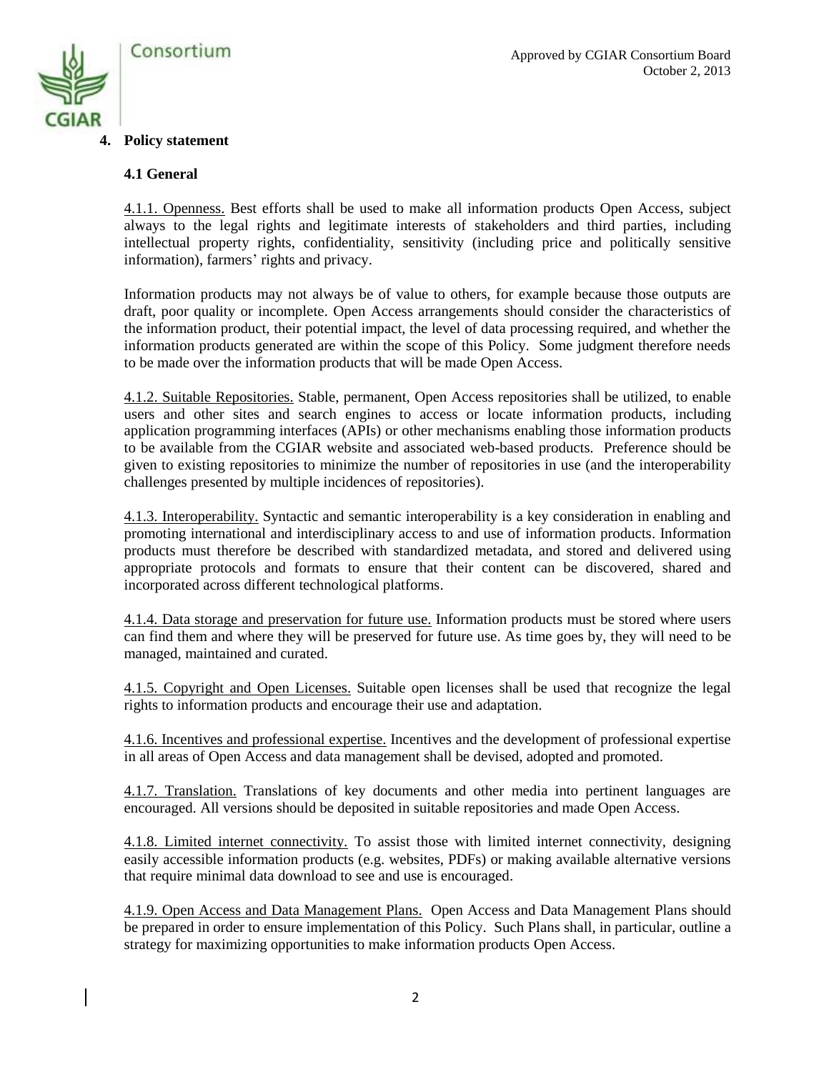## 4. Policy statement

### 4.1 General

4.1.1. Openness. Best efforts shall be used to make all information products Open Access, subject always to the legal rights and legitimate interests of stakeholders and third parties, including intellectual property rights, confidentiality, sensitivity (including price and politically sensitive information), farmers' rights and privacy.

Information products may not always be of value to others, for example because those outputs are draft, poor quality or incomplete. Open Access arrangements should consider the characteristics of the information product, their potential impact, the level of data processing required, and whether the information products generated are within the scope of this Policy. Some judgment therefore needs to be made over the information products that will be made Open Access.

4.1.2. Suitable Repositories. Stable, permanent, Open Access repositories shall be utilized, to enable users and other sites and search engines to access or locate information products, including application programming interfaces (APIs) or other mechanisms enabling those information products to be available from the CGIAR website and associated web-based products. Preference should be given to existing repositories to minimize the number of repositories in use (and the interoperability challenges presented by multiple incidences of repositories).

4.1.3. Interoperability. Syntactic and semantic interoperability is a key consideration in enabling and promoting international and interdisciplinary access to and use of information products. Information products must therefore be described with standardized metadata, and stored and delivered using appropriate protocols and formats to ensure that their content can be discovered, shared and incorporated across different technological platforms.

4.1.4. Data storage and preservation for future use. Information products must be stored where users can find them and where they will be preserved for future use. As time goes by, they will need to be managed, maintained and curated.

4.1.5. Copyright and Open Licenses. Suitable open licenses shall be used that recognize the legal rights to information products and encourage their use and adaptation.

4.1.6. Incentives and professional expertise. Incentives and the development of professional expertise in all areas of Open Access and data management shall be devised, adopted and promoted.

4.1.7. Translation. Translations of key documents and other media into pertinent languages are encouraged. All versions should be deposited in suitable repositories and made Open Access.

4.1.8. Limited internet connectivity. To assist those with limited internet connectivity, designing easily accessible information products (e.g. websites, PDFs) or making available alternative versions that require minimal data download to see and use is encouraged.

4.1.9. Open Access and Data Management Plans. Open Access and Data Management Plans should be prepared in order to ensure implementation of this Policy. Such Plans shall, in particular, outline a strategy for maximizing opportunities to make information products Open Access.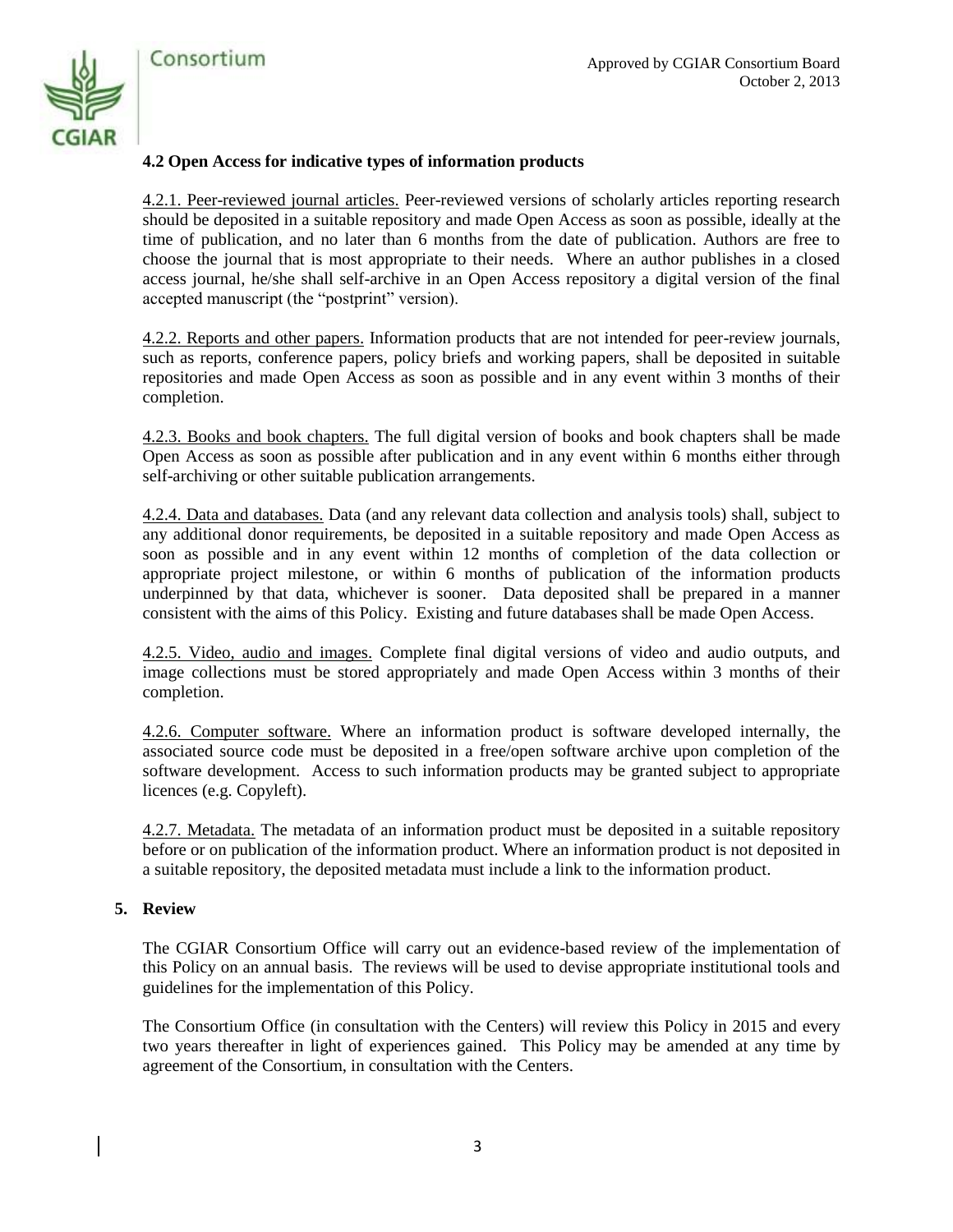### 4.2 Open Access for indicative types of information products

4.2.1. Peer-reviewed journal articles. Peer-reviewed versions of scholarly articles reporting research should be deposited in a suitable repository and made Open Access as soon as possible, ideally at the time of publication, and no later than 6 months from the date of publication. Authors are free to choose the journal that is most appropriate to their needs. Where an author publishes in a closed access journal, he/she shall self-archive in an Open Access repository a digital version of the final accepted manuscript (the "postprint" version).

4.2.2. Reports and other papers. Information products that are not intended for peer-review journals, such as reports, conference papers, policy briefs and working papers, shall be deposited in suitable repositories and made Open Access as soon as possible and in any event within 3 months of their completion.

4.2.3. Books and book chapters. The full digital version of books and book chapters shall be made Open Access as soon as possible after publication and in any event within 6 months either through self-archiving or other suitable publication arrangements.

4.2.4. Data and databases. Data (and any relevant data collection and analysis tools) shall, subject to any additional donor requirements, be deposited in a suitable repository and made Open Access as soon as possible and in any event within 12 months of completion of the data collection or appropriate project milestone, or within 6 months of publication of the information products underpinned by that data, whichever is sooner. Data deposited shall be prepared in a manner consistent with the aims of this Policy. Existing and future databases shall be made Open Access.

4.2.5. Video, audio and images. Complete final digital versions of video and audio outputs, and image collections must be stored appropriately and made Open Access within 3 months of their completion.

4.2.6. Computer software. Where an information product is software developed internally, the associated source code must be deposited in a free/open software archive upon completion of the software development. Access to such information products may be granted subject to appropriate licences (e.g. Copyleft).

4.2.7. Metadata. The metadata of an information product must be deposited in a suitable repository before or on publication of the information product. Where an information product is not deposited in a suitable repository, the deposited metadata must include a link to the information product.

## 5. Review

The CGIAR Consortium Office will carry out an evidence-based review of the implementation of this Policy on an annual basis. The reviews will be used to devise appropriate institutional tools and guidelines for the implementation of this Policy.

The Consortium Office (in consultation with the Centers) will review this Policy in 2015 and every two years thereafter in light of experiences gained. This Policy may be amended at any time by agreement of the Consortium, in consultation with the Centers.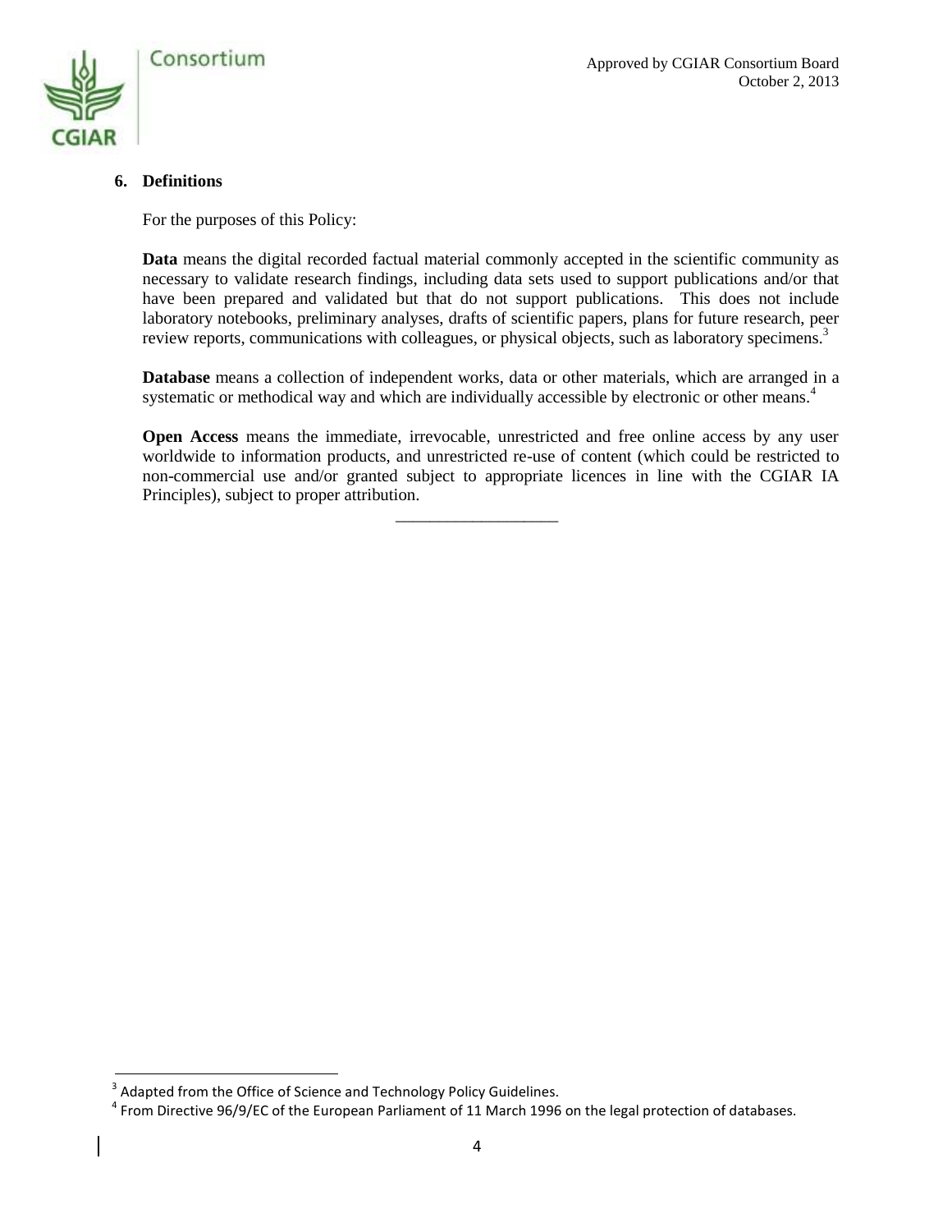## 6. Definitions

For the purposes of this Policy:

**Data** means the digital recorded factual material commonly accepted in the scientific community as necessary to validate research findings, including data sets used to support publications and/or that have been prepared and validated but that do not support publications. This does not include laboratory notebooks, preliminary analyses, drafts of scientific papers, plans for future research, peer review reports, communications with colleagues, or physical objects, such as laboratory specimens.[3]

**Database** means a collection of independent works, data or other materials, which are arranged in a systematic or methodical way and which are individually accessible by electronic or other means.[4]

**Open Access** means the immediate, irrevocable, unrestricted and free online access by any user worldwide to information products, and unrestricted re-use of content (which could be restricted to non-commercial use and/or granted subject to appropriate licences in line with the CGIAR IA Principles), subject to proper attribution.

---

[3] Adapted from the Office of Science and Technology Policy Guidelines.

[4] From Directive 96/9/EC of the European Parliament of 11 March 1996 on the legal protection of databases.